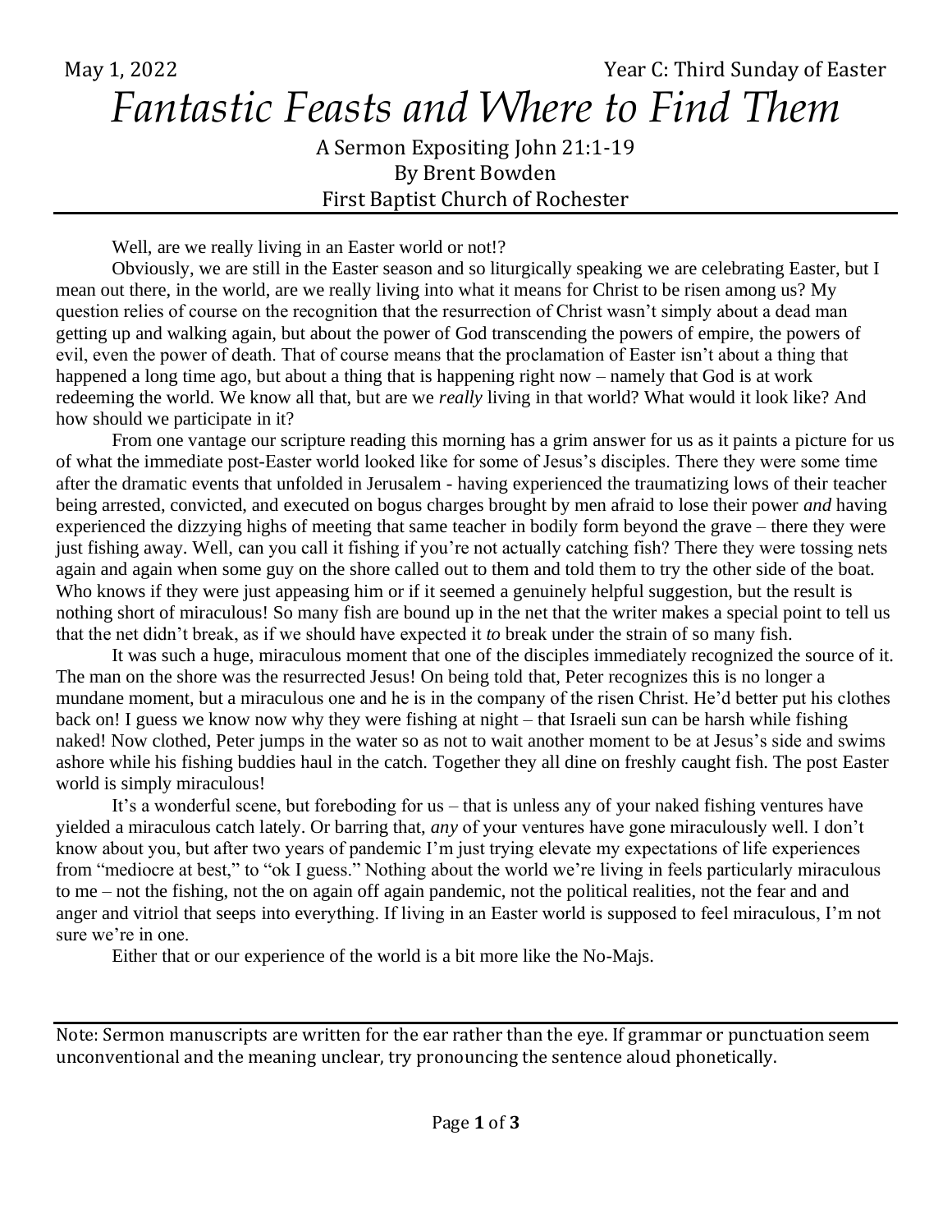May 1, 2022 Year C: Third Sunday of Easter

# *Fantastic Feasts and Where to Find Them*

A Sermon Expositing John 21:1-19
By Brent Bowden
First Baptist Church of Rochester

Well, are we really living in an Easter world or not!?

Obviously, we are still in the Easter season and so liturgically speaking we are celebrating Easter, but I mean out there, in the world, are we really living into what it means for Christ to be risen among us? My question relies of course on the recognition that the resurrection of Christ wasn't simply about a dead man getting up and walking again, but about the power of God transcending the powers of empire, the powers of evil, even the power of death. That of course means that the proclamation of Easter isn't about a thing that happened a long time ago, but about a thing that is happening right now – namely that God is at work redeeming the world. We know all that, but are we *really* living in that world? What would it look like? And how should we participate in it?

From one vantage our scripture reading this morning has a grim answer for us as it paints a picture for us of what the immediate post-Easter world looked like for some of Jesus's disciples. There they were some time after the dramatic events that unfolded in Jerusalem - having experienced the traumatizing lows of their teacher being arrested, convicted, and executed on bogus charges brought by men afraid to lose their power *and* having experienced the dizzying highs of meeting that same teacher in bodily form beyond the grave – there they were just fishing away. Well, can you call it fishing if you're not actually catching fish? There they were tossing nets again and again when some guy on the shore called out to them and told them to try the other side of the boat. Who knows if they were just appeasing him or if it seemed a genuinely helpful suggestion, but the result is nothing short of miraculous! So many fish are bound up in the net that the writer makes a special point to tell us that the net didn't break, as if we should have expected it *to* break under the strain of so many fish.

It was such a huge, miraculous moment that one of the disciples immediately recognized the source of it. The man on the shore was the resurrected Jesus! On being told that, Peter recognizes this is no longer a mundane moment, but a miraculous one and he is in the company of the risen Christ. He'd better put his clothes back on! I guess we know now why they were fishing at night – that Israeli sun can be harsh while fishing naked! Now clothed, Peter jumps in the water so as not to wait another moment to be at Jesus's side and swims ashore while his fishing buddies haul in the catch. Together they all dine on freshly caught fish. The post Easter world is simply miraculous!

It's a wonderful scene, but foreboding for us – that is unless any of your naked fishing ventures have yielded a miraculous catch lately. Or barring that, *any* of your ventures have gone miraculously well. I don't know about you, but after two years of pandemic I'm just trying elevate my expectations of life experiences from "mediocre at best," to "ok I guess." Nothing about the world we're living in feels particularly miraculous to me – not the fishing, not the on again off again pandemic, not the political realities, not the fear and and anger and vitriol that seeps into everything. If living in an Easter world is supposed to feel miraculous, I'm not sure we're in one.

Either that or our experience of the world is a bit more like the No-Majs.

Note: Sermon manuscripts are written for the ear rather than the eye. If grammar or punctuation seem unconventional and the meaning unclear, try pronouncing the sentence aloud phonetically.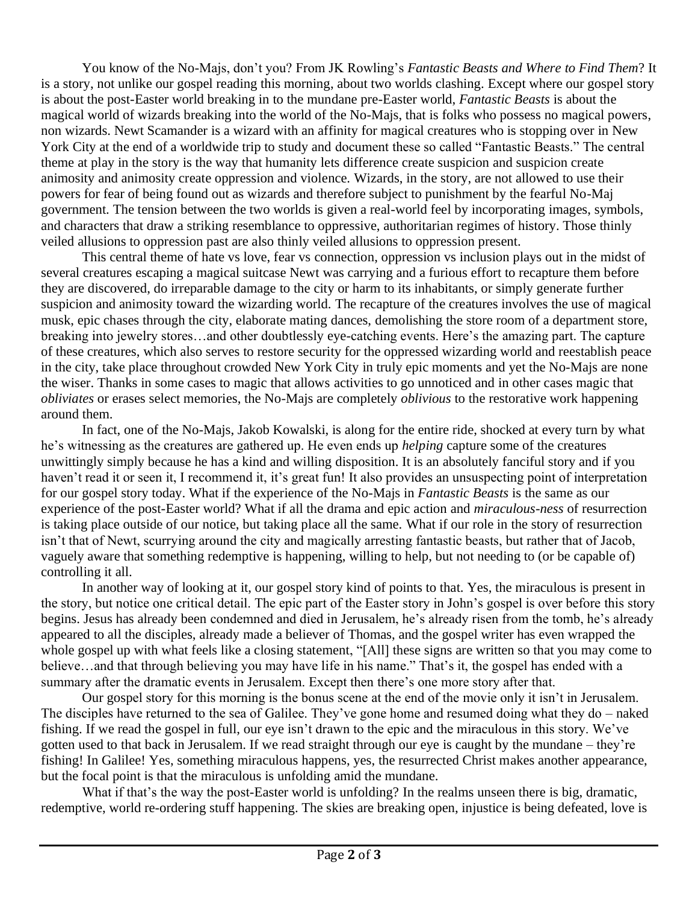You know of the No-Majs, don't you? From JK Rowling's *Fantastic Beasts and Where to Find Them*? It is a story, not unlike our gospel reading this morning, about two worlds clashing. Except where our gospel story is about the post-Easter world breaking in to the mundane pre-Easter world, *Fantastic Beasts* is about the magical world of wizards breaking into the world of the No-Majs, that is folks who possess no magical powers, non wizards. Newt Scamander is a wizard with an affinity for magical creatures who is stopping over in New York City at the end of a worldwide trip to study and document these so called "Fantastic Beasts." The central theme at play in the story is the way that humanity lets difference create suspicion and suspicion create animosity and animosity create oppression and violence. Wizards, in the story, are not allowed to use their powers for fear of being found out as wizards and therefore subject to punishment by the fearful No-Maj government. The tension between the two worlds is given a real-world feel by incorporating images, symbols, and characters that draw a striking resemblance to oppressive, authoritarian regimes of history. Those thinly veiled allusions to oppression past are also thinly veiled allusions to oppression present.

This central theme of hate vs love, fear vs connection, oppression vs inclusion plays out in the midst of several creatures escaping a magical suitcase Newt was carrying and a furious effort to recapture them before they are discovered, do irreparable damage to the city or harm to its inhabitants, or simply generate further suspicion and animosity toward the wizarding world. The recapture of the creatures involves the use of magical musk, epic chases through the city, elaborate mating dances, demolishing the store room of a department store, breaking into jewelry stores…and other doubtlessly eye-catching events. Here's the amazing part. The capture of these creatures, which also serves to restore security for the oppressed wizarding world and reestablish peace in the city, take place throughout crowded New York City in truly epic moments and yet the No-Majs are none the wiser. Thanks in some cases to magic that allows activities to go unnoticed and in other cases magic that *obliviates* or erases select memories, the No-Majs are completely *oblivious* to the restorative work happening around them.

In fact, one of the No-Majs, Jakob Kowalski, is along for the entire ride, shocked at every turn by what he's witnessing as the creatures are gathered up. He even ends up *helping* capture some of the creatures unwittingly simply because he has a kind and willing disposition. It is an absolutely fanciful story and if you haven't read it or seen it, I recommend it, it's great fun! It also provides an unsuspecting point of interpretation for our gospel story today. What if the experience of the No-Majs in *Fantastic Beasts* is the same as our experience of the post-Easter world? What if all the drama and epic action and *miraculous-ness* of resurrection is taking place outside of our notice, but taking place all the same. What if our role in the story of resurrection isn't that of Newt, scurrying around the city and magically arresting fantastic beasts, but rather that of Jacob, vaguely aware that something redemptive is happening, willing to help, but not needing to (or be capable of) controlling it all.

In another way of looking at it, our gospel story kind of points to that. Yes, the miraculous is present in the story, but notice one critical detail. The epic part of the Easter story in John's gospel is over before this story begins. Jesus has already been condemned and died in Jerusalem, he's already risen from the tomb, he's already appeared to all the disciples, already made a believer of Thomas, and the gospel writer has even wrapped the whole gospel up with what feels like a closing statement, "[All] these signs are written so that you may come to believe…and that through believing you may have life in his name." That's it, the gospel has ended with a summary after the dramatic events in Jerusalem. Except then there's one more story after that.

Our gospel story for this morning is the bonus scene at the end of the movie only it isn't in Jerusalem. The disciples have returned to the sea of Galilee. They've gone home and resumed doing what they do – naked fishing. If we read the gospel in full, our eye isn't drawn to the epic and the miraculous in this story. We've gotten used to that back in Jerusalem. If we read straight through our eye is caught by the mundane – they're fishing! In Galilee! Yes, something miraculous happens, yes, the resurrected Christ makes another appearance, but the focal point is that the miraculous is unfolding amid the mundane.

What if that's the way the post-Easter world is unfolding? In the realms unseen there is big, dramatic, redemptive, world re-ordering stuff happening. The skies are breaking open, injustice is being defeated, love is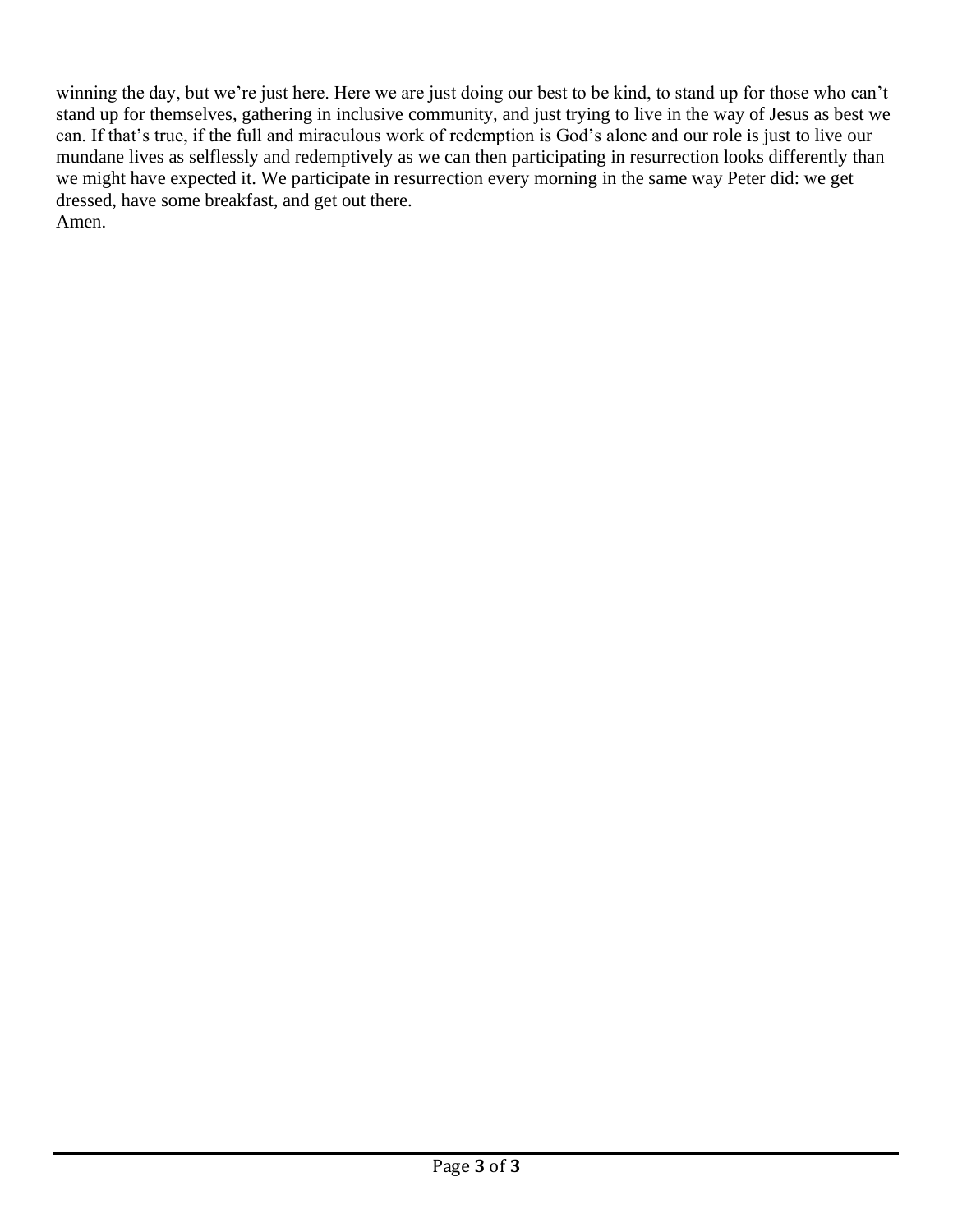winning the day, but we're just here. Here we are just doing our best to be kind, to stand up for those who can't stand up for themselves, gathering in inclusive community, and just trying to live in the way of Jesus as best we can. If that's true, if the full and miraculous work of redemption is God's alone and our role is just to live our mundane lives as selflessly and redemptively as we can then participating in resurrection looks differently than we might have expected it. We participate in resurrection every morning in the same way Peter did: we get dressed, have some breakfast, and get out there.

Amen.